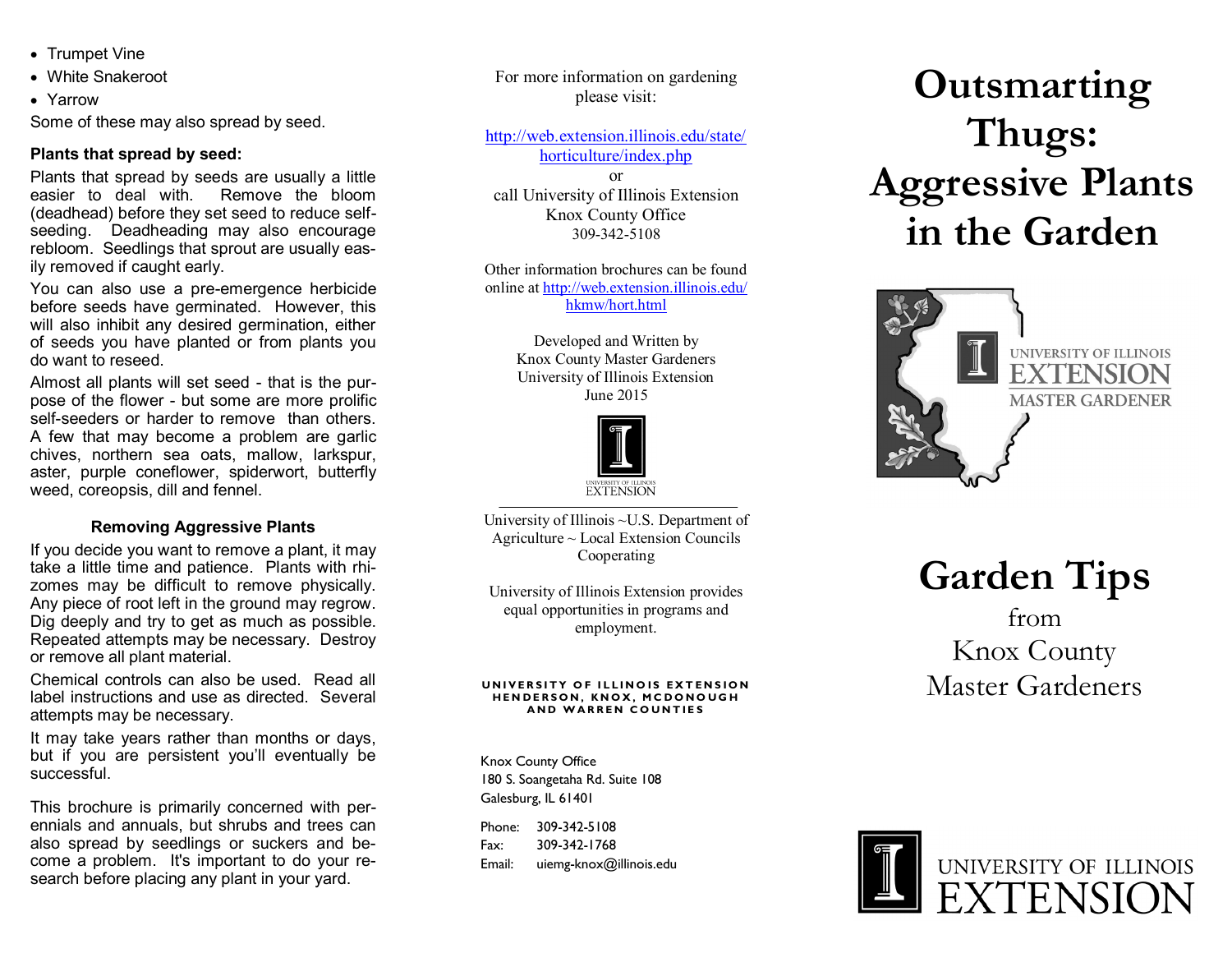- Trumpet Vine
- White Snakeroot
- Yarrow

Some of these may also spread by seed.

**Plants that spread by seed:**

Plants that spread by seeds are usually a little easier to deal with. Remove the bloom (deadhead) before they set seed to reduce self-seeding. Deadheading may also encourage rebloom. Seedlings that sprout are usually easily removed if caught early.

You can also use a pre-emergence herbicide before seeds have germinated. However, this will also inhibit any desired germination, either of seeds you have planted or from plants you do want to reseed.

Almost all plants will set seed - that is the purpose of the flower - but some are more prolific self-seeders or harder to remove than others. A few that may become a problem are garlic chives, northern sea oats, mallow, larkspur, aster, purple coneflower, spiderwort, butterfly weed, coreopsis, dill and fennel.

**Removing Aggressive Plants**

If you decide you want to remove a plant, it may take a little time and patience. Plants with rhizomes may be difficult to remove physically. Any piece of root left in the ground may regrow. Dig deeply and try to get as much as possible. Repeated attempts may be necessary. Destroy or remove all plant material.

Chemical controls can also be used. Read all label instructions and use as directed. Several attempts may be necessary.

It may take years rather than months or days, but if you are persistent you'll eventually be successful.

This brochure is primarily concerned with perennials and annuals, but shrubs and trees can also spread by seedlings or suckers and become a problem. It's important to do your research before placing any plant in your yard.

For more information on gardening please visit:

http://web.extension.illinois.edu/state/horticulture/index.php

or

call University of Illinois Extension Knox County Office 309-342-5108

Other information brochures can be found online at http://web.extension.illinois.edu/hkmw/hort.html

Developed and Written by
Knox County Master Gardeners
University of Illinois Extension
June 2015

University of Illinois Extension

University of Illinois ~U.S. Department of Agriculture ~ Local Extension Councils Cooperating

University of Illinois Extension provides equal opportunities in programs and employment.

**UNIVERSITY OF ILLINOIS EXTENSION
HENDERSON, KNOX, MCDONOUGH AND WARREN COUNTIES**

Knox County Office
180 S. Soangetaha Rd. Suite 108
Galesburg, IL 61401

Phone: 309-342-5108
Fax: 309-342-1768
Email: uiemg-knox@illinois.edu

# Outsmarting Thugs: Aggressive Plants in the Garden

University of Illinois Extension Master Gardener

# Garden Tips

from
Knox County
Master Gardeners

University of Illinois Extension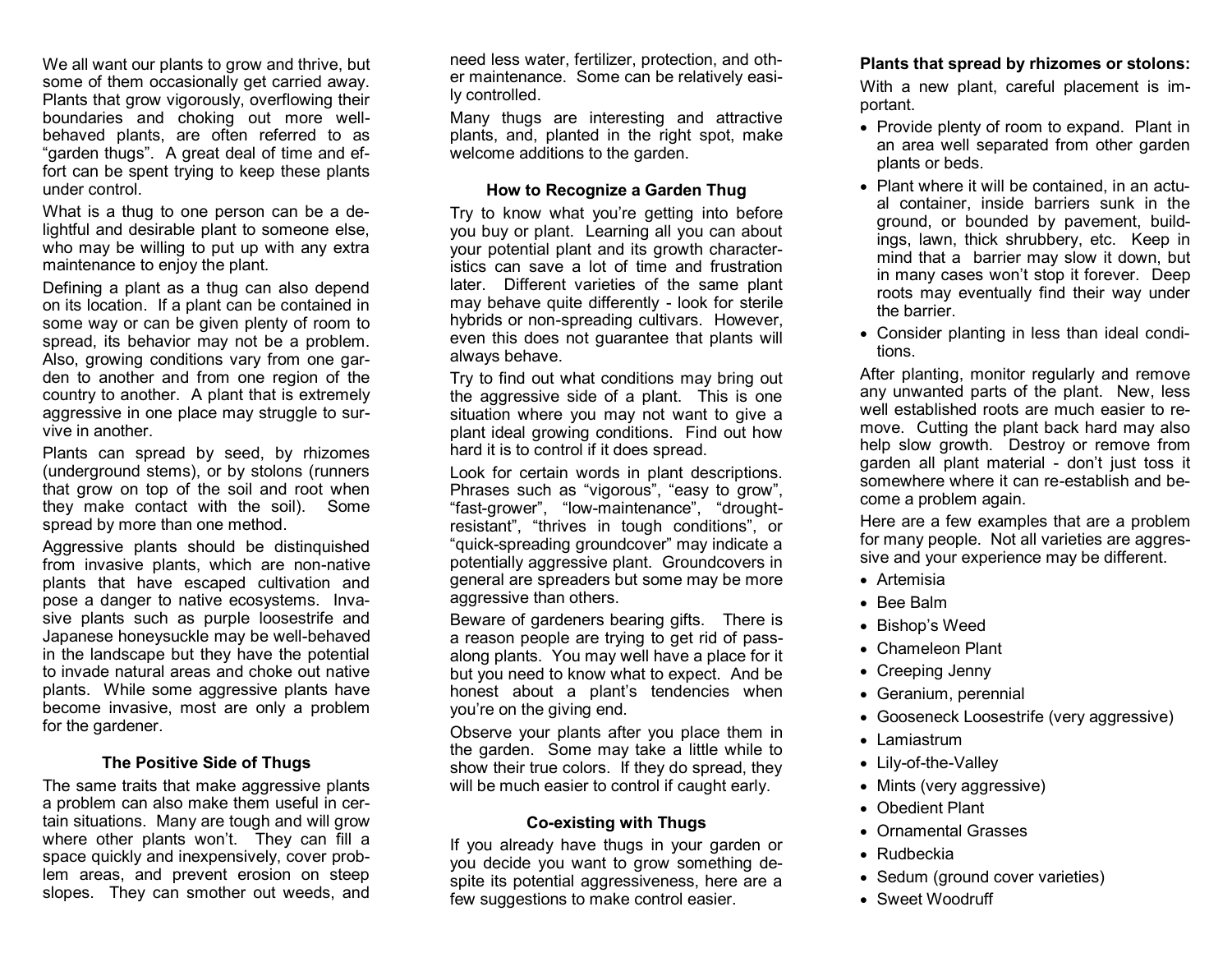We all want our plants to grow and thrive, but some of them occasionally get carried away. Plants that grow vigorously, overflowing their boundaries and choking out more well-behaved plants, are often referred to as "garden thugs". A great deal of time and effort can be spent trying to keep these plants under control.

What is a thug to one person can be a delightful and desirable plant to someone else, who may be willing to put up with any extra maintenance to enjoy the plant.

Defining a plant as a thug can also depend on its location. If a plant can be contained in some way or can be given plenty of room to spread, its behavior may not be a problem. Also, growing conditions vary from one garden to another and from one region of the country to another. A plant that is extremely aggressive in one place may struggle to survive in another.

Plants can spread by seed, by rhizomes (underground stems), or by stolons (runners that grow on top of the soil and root when they make contact with the soil). Some spread by more than one method.

Aggressive plants should be distinguished from invasive plants, which are non-native plants that have escaped cultivation and pose a danger to native ecosystems. Invasive plants such as purple loosestrife and Japanese honeysuckle may be well-behaved in the landscape but they have the potential to invade natural areas and choke out native plants. While some aggressive plants have become invasive, most are only a problem for the gardener.

### The Positive Side of Thugs

The same traits that make aggressive plants a problem can also make them useful in certain situations. Many are tough and will grow where other plants won't. They can fill a space quickly and inexpensively, cover problem areas, and prevent erosion on steep slopes. They can smother out weeds, and need less water, fertilizer, protection, and other maintenance. Some can be relatively easily controlled.

Many thugs are interesting and attractive plants, and, planted in the right spot, make welcome additions to the garden.

### How to Recognize a Garden Thug

Try to know what you're getting into before you buy or plant. Learning all you can about your potential plant and its growth characteristics can save a lot of time and frustration later. Different varieties of the same plant may behave quite differently - look for sterile hybrids or non-spreading cultivars. However, even this does not guarantee that plants will always behave.

Try to find out what conditions may bring out the aggressive side of a plant. This is one situation where you may not want to give a plant ideal growing conditions. Find out how hard it is to control if it does spread.

Look for certain words in plant descriptions. Phrases such as "vigorous", "easy to grow", "fast-grower", "low-maintenance", "drought-resistant", "thrives in tough conditions", or "quick-spreading groundcover" may indicate a potentially aggressive plant. Groundcovers in general are spreaders but some may be more aggressive than others.

Beware of gardeners bearing gifts. There is a reason people are trying to get rid of pass-along plants. You may well have a place for it but you need to know what to expect. And be honest about a plant's tendencies when you're on the giving end.

Observe your plants after you place them in the garden. Some may take a little while to show their true colors. If they do spread, they will be much easier to control if caught early.

### Co-existing with Thugs

If you already have thugs in your garden or you decide you want to grow something despite its potential aggressiveness, here are a few suggestions to make control easier.

**Plants that spread by rhizomes or stolons:**

With a new plant, careful placement is important.

- Provide plenty of room to expand. Plant in an area well separated from other garden plants or beds.
- Plant where it will be contained, in an actual container, inside barriers sunk in the ground, or bounded by pavement, buildings, lawn, thick shrubbery, etc. Keep in mind that a barrier may slow it down, but in many cases won't stop it forever. Deep roots may eventually find their way under the barrier.
- Consider planting in less than ideal conditions.

After planting, monitor regularly and remove any unwanted parts of the plant. New, less well established roots are much easier to remove. Cutting the plant back hard may also help slow growth. Destroy or remove from garden all plant material - don't just toss it somewhere where it can re-establish and become a problem again.

Here are a few examples that are a problem for many people. Not all varieties are aggressive and your experience may be different.

- Artemisia
- Bee Balm
- Bishop's Weed
- Chameleon Plant
- Creeping Jenny
- Geranium, perennial
- Gooseneck Loosestrife (very aggressive)
- Lamiastrum
- Lily-of-the-Valley
- Mints (very aggressive)
- Obedient Plant
- Ornamental Grasses
- Rudbeckia
- Sedum (ground cover varieties)
- Sweet Woodruff